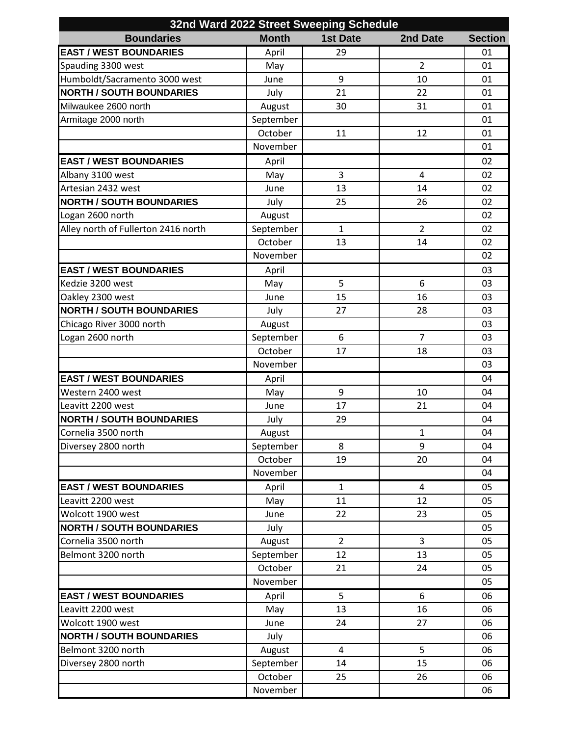| 32nd Ward 2022 Street Sweeping Schedule | | | | |
|---|---|---|---|---|
| **Boundaries** | **Month** | **1st Date** | **2nd Date** | **Section** |
| **EAST / WEST BOUNDARIES** | April | 29 | | 01 |
| Spauding 3300 west | May | | 2 | 01 |
| Humboldt/Sacramento 3000 west | June | 9 | 10 | 01 |
| **NORTH / SOUTH BOUNDARIES** | July | 21 | 22 | 01 |
| Milwaukee 2600 north | August | 30 | 31 | 01 |
| Armitage 2000 north | September | | | 01 |
| | October | 11 | 12 | 01 |
| | November | | | 01 |
| **EAST / WEST BOUNDARIES** | April | | | 02 |
| Albany 3100 west | May | 3 | 4 | 02 |
| Artesian 2432 west | June | 13 | 14 | 02 |
| **NORTH / SOUTH BOUNDARIES** | July | 25 | 26 | 02 |
| Logan 2600 north | August | | | 02 |
| Alley north of Fullerton 2416 north | September | 1 | 2 | 02 |
| | October | 13 | 14 | 02 |
| | November | | | 02 |
| **EAST / WEST BOUNDARIES** | April | | | 03 |
| Kedzie 3200 west | May | 5 | 6 | 03 |
| Oakley 2300 west | June | 15 | 16 | 03 |
| **NORTH / SOUTH BOUNDARIES** | July | 27 | 28 | 03 |
| Chicago River 3000 north | August | | | 03 |
| Logan 2600 north | September | 6 | 7 | 03 |
| | October | 17 | 18 | 03 |
| | November | | | 03 |
| **EAST / WEST BOUNDARIES** | April | | | 04 |
| Western 2400 west | May | 9 | 10 | 04 |
| Leavitt 2200 west | June | 17 | 21 | 04 |
| **NORTH / SOUTH BOUNDARIES** | July | 29 | | 04 |
| Cornelia 3500 north | August | | 1 | 04 |
| Diversey 2800 north | September | 8 | 9 | 04 |
| | October | 19 | 20 | 04 |
| | November | | | 04 |
| **EAST / WEST BOUNDARIES** | April | 1 | 4 | 05 |
| Leavitt 2200 west | May | 11 | 12 | 05 |
| Wolcott 1900 west | June | 22 | 23 | 05 |
| **NORTH / SOUTH BOUNDARIES** | July | | | 05 |
| Cornelia 3500 north | August | 2 | 3 | 05 |
| Belmont 3200 north | September | 12 | 13 | 05 |
| | October | 21 | 24 | 05 |
| | November | | | 05 |
| **EAST / WEST BOUNDARIES** | April | 5 | 6 | 06 |
| Leavitt 2200 west | May | 13 | 16 | 06 |
| Wolcott 1900 west | June | 24 | 27 | 06 |
| **NORTH / SOUTH BOUNDARIES** | July | | | 06 |
| Belmont 3200 north | August | 4 | 5 | 06 |
| Diversey 2800 north | September | 14 | 15 | 06 |
| | October | 25 | 26 | 06 |
| | November | | | 06 |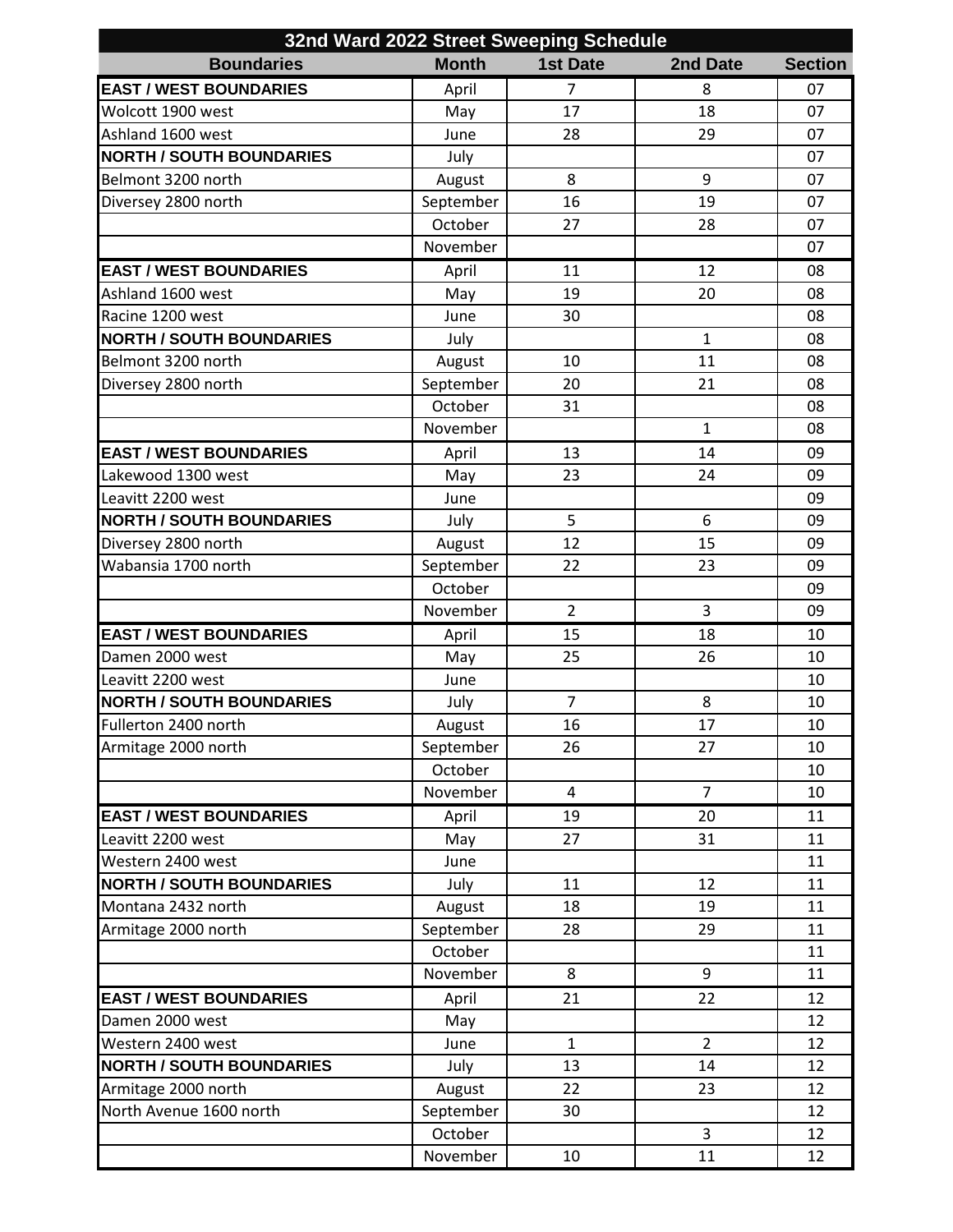| 32nd Ward 2022 Street Sweeping Schedule | | | | |
|---|---|---|---|---|
| **Boundaries** | **Month** | **1st Date** | **2nd Date** | **Section** |
| **EAST / WEST BOUNDARIES** | April | 7 | 8 | 07 |
| Wolcott 1900 west | May | 17 | 18 | 07 |
| Ashland 1600 west | June | 28 | 29 | 07 |
| **NORTH / SOUTH BOUNDARIES** | July | | | 07 |
| Belmont 3200 north | August | 8 | 9 | 07 |
| Diversey 2800 north | September | 16 | 19 | 07 |
| | October | 27 | 28 | 07 |
| | November | | | 07 |
| **EAST / WEST BOUNDARIES** | April | 11 | 12 | 08 |
| Ashland 1600 west | May | 19 | 20 | 08 |
| Racine 1200 west | June | 30 | | 08 |
| **NORTH / SOUTH BOUNDARIES** | July | | 1 | 08 |
| Belmont 3200 north | August | 10 | 11 | 08 |
| Diversey 2800 north | September | 20 | 21 | 08 |
| | October | 31 | | 08 |
| | November | | 1 | 08 |
| **EAST / WEST BOUNDARIES** | April | 13 | 14 | 09 |
| Lakewood 1300 west | May | 23 | 24 | 09 |
| Leavitt 2200 west | June | | | 09 |
| **NORTH / SOUTH BOUNDARIES** | July | 5 | 6 | 09 |
| Diversey 2800 north | August | 12 | 15 | 09 |
| Wabansia 1700 north | September | 22 | 23 | 09 |
| | October | | | 09 |
| | November | 2 | 3 | 09 |
| **EAST / WEST BOUNDARIES** | April | 15 | 18 | 10 |
| Damen 2000 west | May | 25 | 26 | 10 |
| Leavitt 2200 west | June | | | 10 |
| **NORTH / SOUTH BOUNDARIES** | July | 7 | 8 | 10 |
| Fullerton 2400 north | August | 16 | 17 | 10 |
| Armitage 2000 north | September | 26 | 27 | 10 |
| | October | | | 10 |
| | November | 4 | 7 | 10 |
| **EAST / WEST BOUNDARIES** | April | 19 | 20 | 11 |
| Leavitt 2200 west | May | 27 | 31 | 11 |
| Western 2400 west | June | | | 11 |
| **NORTH / SOUTH BOUNDARIES** | July | 11 | 12 | 11 |
| Montana 2432 north | August | 18 | 19 | 11 |
| Armitage 2000 north | September | 28 | 29 | 11 |
| | October | | | 11 |
| | November | 8 | 9 | 11 |
| **EAST / WEST BOUNDARIES** | April | 21 | 22 | 12 |
| Damen 2000 west | May | | | 12 |
| Western 2400 west | June | 1 | 2 | 12 |
| **NORTH / SOUTH BOUNDARIES** | July | 13 | 14 | 12 |
| Armitage 2000 north | August | 22 | 23 | 12 |
| North Avenue 1600 north | September | 30 | | 12 |
| | October | | 3 | 12 |
| | November | 10 | 11 | 12 |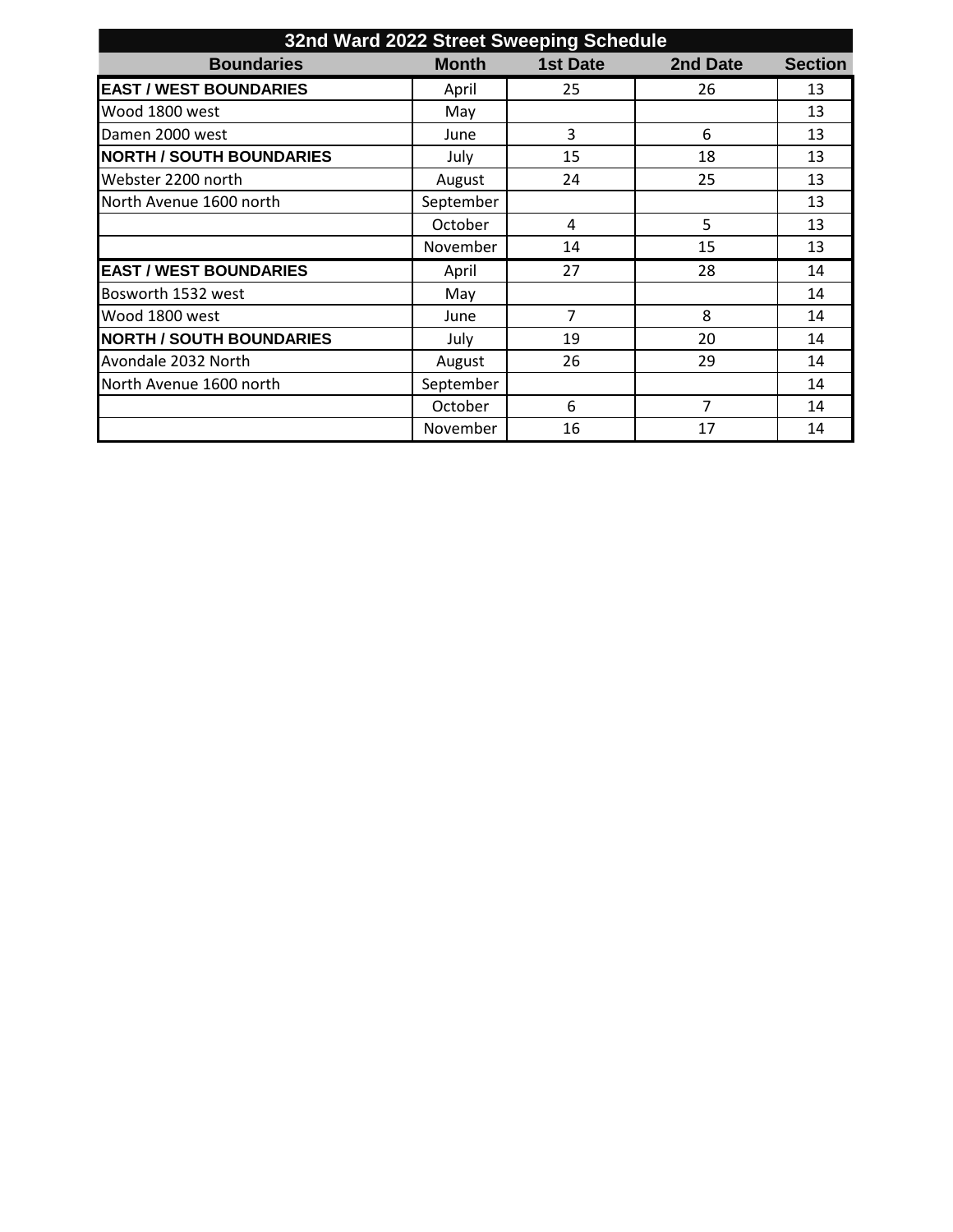| 32nd Ward 2022 Street Sweeping Schedule | | | | |
|---|---|---|---|---|
| **Boundaries** | **Month** | **1st Date** | **2nd Date** | **Section** |
| **EAST / WEST BOUNDARIES** | April | 25 | 26 | 13 |
| Wood 1800 west | May | | | 13 |
| Damen 2000 west | June | 3 | 6 | 13 |
| **NORTH / SOUTH BOUNDARIES** | July | 15 | 18 | 13 |
| Webster 2200 north | August | 24 | 25 | 13 |
| North Avenue 1600 north | September | | | 13 |
| | October | 4 | 5 | 13 |
| | November | 14 | 15 | 13 |
| **EAST / WEST BOUNDARIES** | April | 27 | 28 | 14 |
| Bosworth 1532 west | May | | | 14 |
| Wood 1800 west | June | 7 | 8 | 14 |
| **NORTH / SOUTH BOUNDARIES** | July | 19 | 20 | 14 |
| Avondale 2032 North | August | 26 | 29 | 14 |
| North Avenue 1600 north | September | | | 14 |
| | October | 6 | 7 | 14 |
| | November | 16 | 17 | 14 |